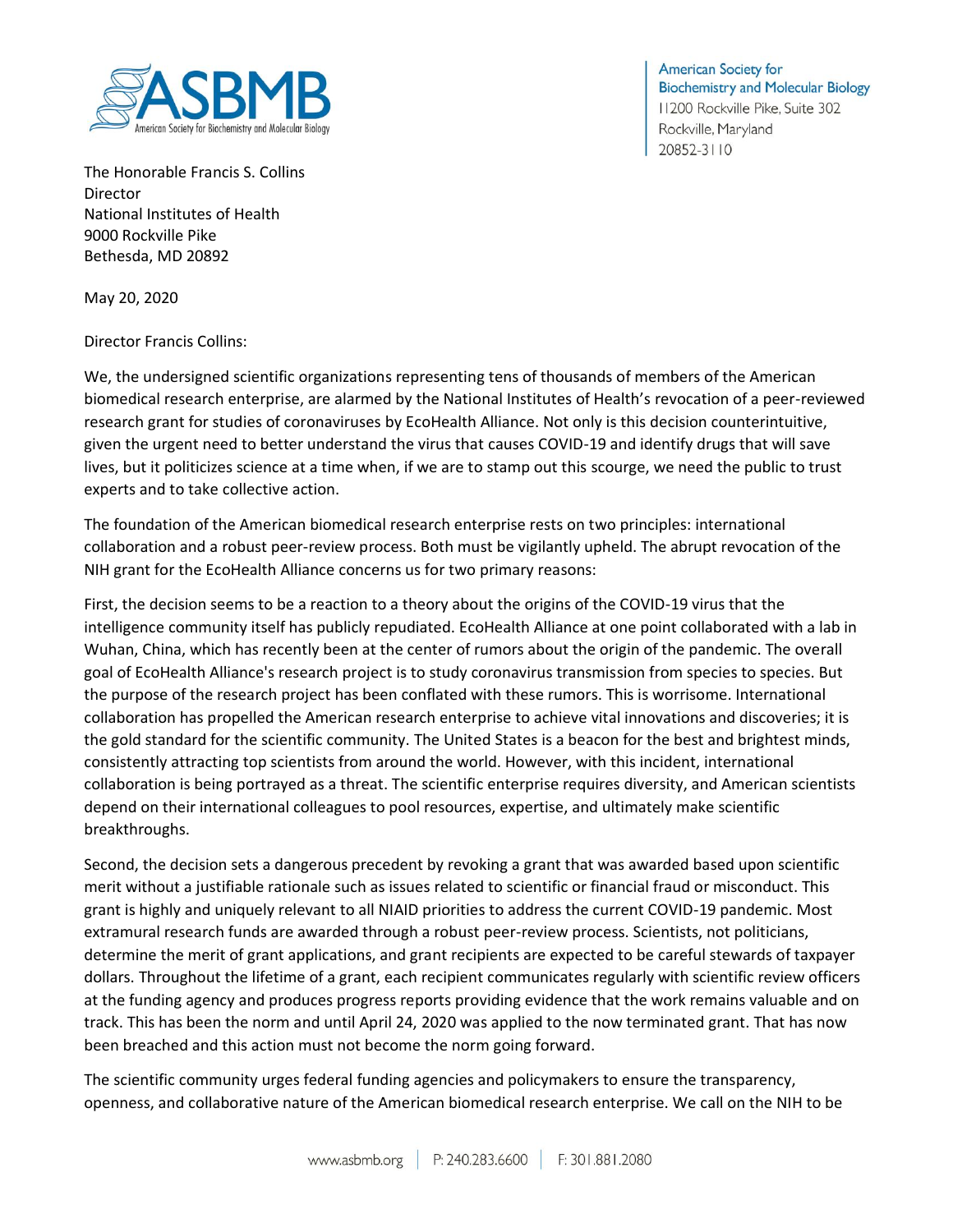American Society for Biochemistry and Molecular Biology
11200 Rockville Pike, Suite 302
Rockville, Maryland
20852-3110

The Honorable Francis S. Collins
Director
National Institutes of Health
9000 Rockville Pike
Bethesda, MD 20892

May 20, 2020

Director Francis Collins:

We, the undersigned scientific organizations representing tens of thousands of members of the American biomedical research enterprise, are alarmed by the National Institutes of Health's revocation of a peer-reviewed research grant for studies of coronaviruses by EcoHealth Alliance. Not only is this decision counterintuitive, given the urgent need to better understand the virus that causes COVID-19 and identify drugs that will save lives, but it politicizes science at a time when, if we are to stamp out this scourge, we need the public to trust experts and to take collective action.

The foundation of the American biomedical research enterprise rests on two principles: international collaboration and a robust peer-review process. Both must be vigilantly upheld. The abrupt revocation of the NIH grant for the EcoHealth Alliance concerns us for two primary reasons:

First, the decision seems to be a reaction to a theory about the origins of the COVID-19 virus that the intelligence community itself has publicly repudiated. EcoHealth Alliance at one point collaborated with a lab in Wuhan, China, which has recently been at the center of rumors about the origin of the pandemic. The overall goal of EcoHealth Alliance's research project is to study coronavirus transmission from species to species. But the purpose of the research project has been conflated with these rumors. This is worrisome. International collaboration has propelled the American research enterprise to achieve vital innovations and discoveries; it is the gold standard for the scientific community. The United States is a beacon for the best and brightest minds, consistently attracting top scientists from around the world. However, with this incident, international collaboration is being portrayed as a threat. The scientific enterprise requires diversity, and American scientists depend on their international colleagues to pool resources, expertise, and ultimately make scientific breakthroughs.

Second, the decision sets a dangerous precedent by revoking a grant that was awarded based upon scientific merit without a justifiable rationale such as issues related to scientific or financial fraud or misconduct. This grant is highly and uniquely relevant to all NIAID priorities to address the current COVID-19 pandemic. Most extramural research funds are awarded through a robust peer-review process. Scientists, not politicians, determine the merit of grant applications, and grant recipients are expected to be careful stewards of taxpayer dollars. Throughout the lifetime of a grant, each recipient communicates regularly with scientific review officers at the funding agency and produces progress reports providing evidence that the work remains valuable and on track. This has been the norm and until April 24, 2020 was applied to the now terminated grant. That has now been breached and this action must not become the norm going forward.

The scientific community urges federal funding agencies and policymakers to ensure the transparency, openness, and collaborative nature of the American biomedical research enterprise. We call on the NIH to be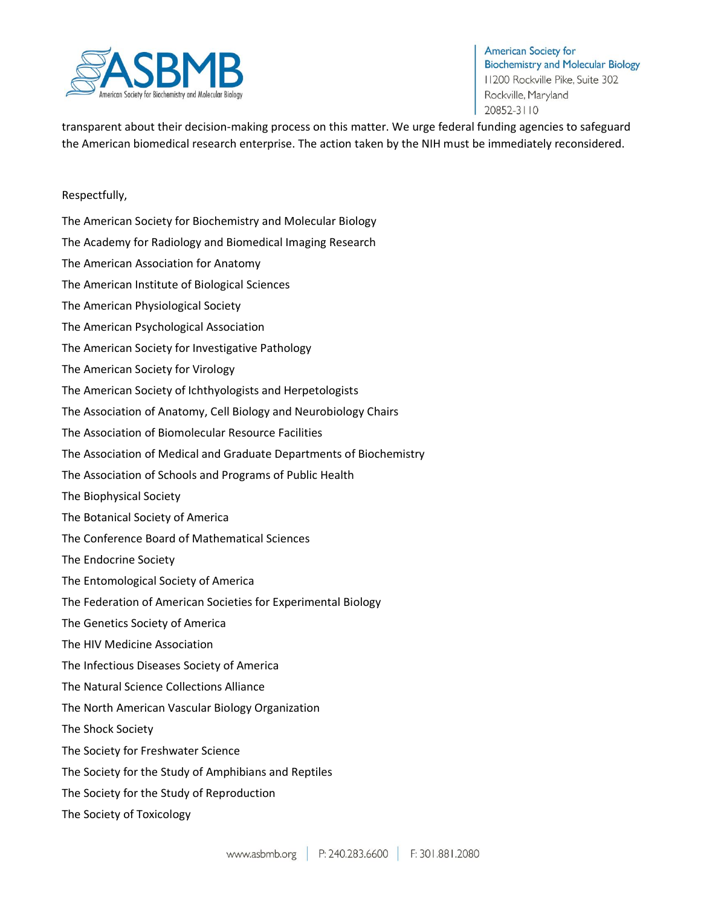transparent about their decision-making process on this matter. We urge federal funding agencies to safeguard the American biomedical research enterprise. The action taken by the NIH must be immediately reconsidered.

Respectfully,

The American Society for Biochemistry and Molecular Biology
The Academy for Radiology and Biomedical Imaging Research
The American Association for Anatomy
The American Institute of Biological Sciences
The American Physiological Society
The American Psychological Association
The American Society for Investigative Pathology
The American Society for Virology
The American Society of Ichthyologists and Herpetologists
The Association of Anatomy, Cell Biology and Neurobiology Chairs
The Association of Biomolecular Resource Facilities
The Association of Medical and Graduate Departments of Biochemistry
The Association of Schools and Programs of Public Health
The Biophysical Society
The Botanical Society of America
The Conference Board of Mathematical Sciences
The Endocrine Society
The Entomological Society of America
The Federation of American Societies for Experimental Biology
The Genetics Society of America
The HIV Medicine Association
The Infectious Diseases Society of America
The Natural Science Collections Alliance
The North American Vascular Biology Organization
The Shock Society
The Society for Freshwater Science
The Society for the Study of Amphibians and Reptiles
The Society for the Study of Reproduction
The Society of Toxicology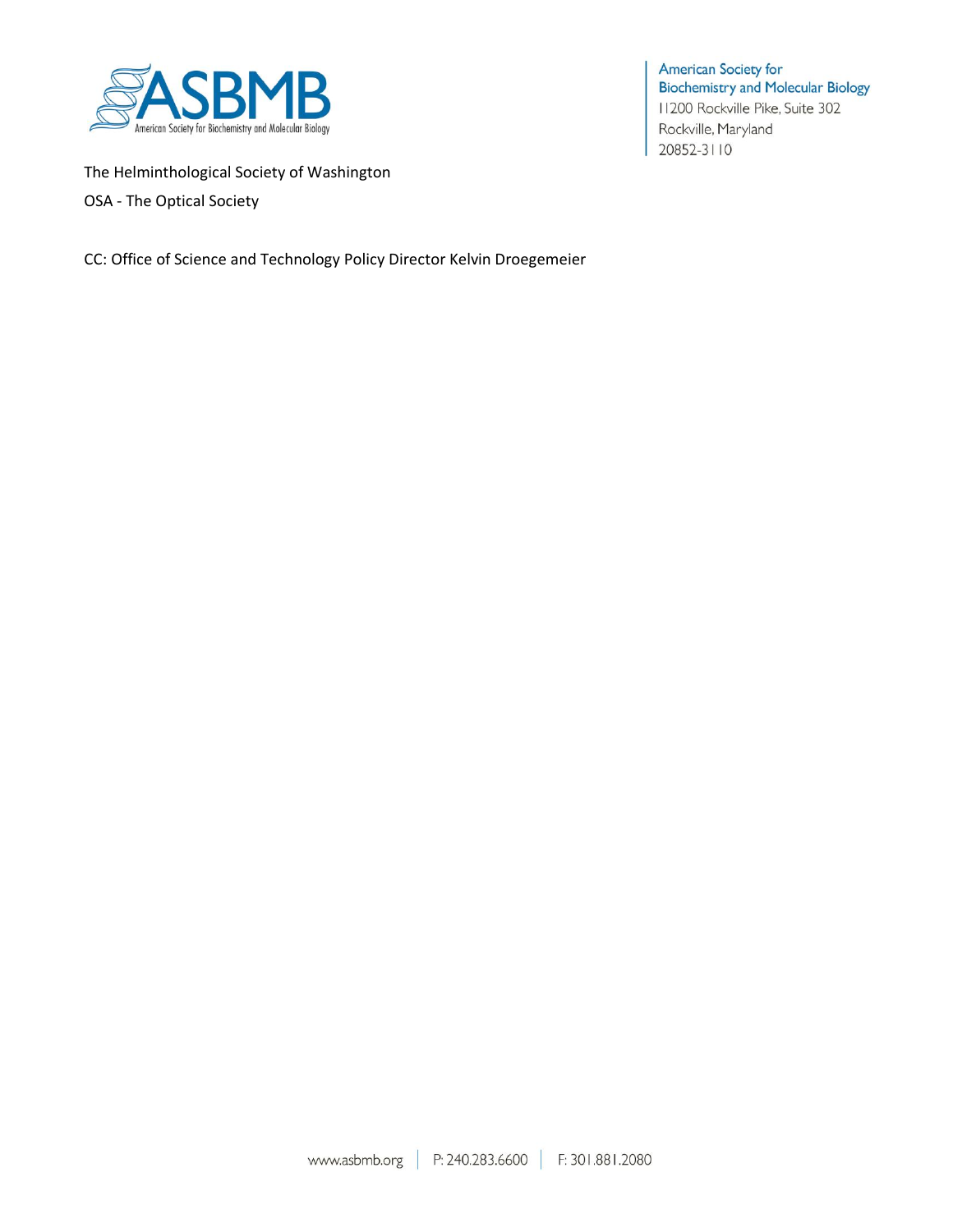The Helminthological Society of Washington

OSA - The Optical Society

CC: Office of Science and Technology Policy Director Kelvin Droegemeier